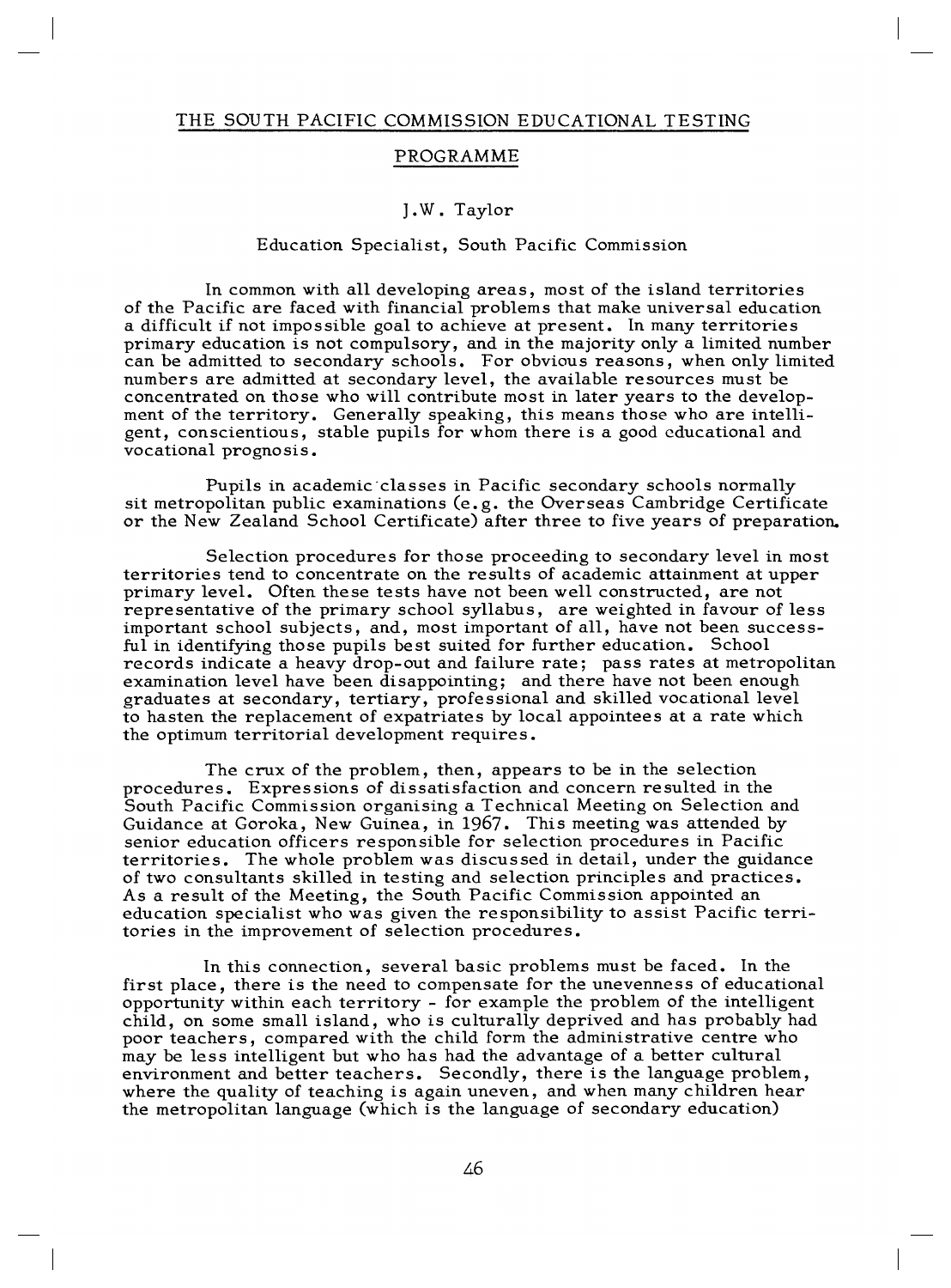# THE SOUTH PACIFIC COMMISSION EDUCATIONAL TESTING PROGRAMME

J.W. Taylor

Education Specialist, South Pacific Commission

In common with all developing areas, most of the island territories of the Pacific are faced with financial problems that make universal education a difficult if not impossible goal to achieve at present. In many territories primary education is not compulsory, and in the majority only a limited number can be admitted to secondary schools. For obvious reasons, when only limited numbers are admitted at secondary level, the available resources must be concentrated on those who will contribute most in later years to the development of the territory. Generally speaking, this means those who are intelligent, conscientious, stable pupils for whom there is a good educational and vocational prognosis.

Pupils in academic classes in Pacific secondary schools normally sit metropolitan public examinations (e.g. the Overseas Cambridge Certificate or the New Zealand School Certificate) after three to five years of preparation.

Selection procedures for those proceeding to secondary level in most territories tend to concentrate on the results of academic attainment at upper primary level. Often these tests have not been well constructed, are not representative of the primary school syllabus, are weighted in favour of less important school subjects, and, most important of all, have not been successful in identifying those pupils best suited for further education. School records indicate a heavy drop-out and failure rate; pass rates at metropolitan examination level have been disappointing; and there have not been enough graduates at secondary, tertiary, professional and skilled vocational level to hasten the replacement of expatriates by local appointees at a rate which the optimum territorial development requires.

The crux of the problem, then, appears to be in the selection procedures. Expressions of dissatisfaction and concern resulted in the South Pacific Commission organising a Technical Meeting on Selection and Guidance at Goroka, New Guinea, in 1967. This meeting was attended by senior education officers responsible for selection procedures in Pacific territories. The whole problem was discussed in detail, under the guidance of two consultants skilled in testing and selection principles and practices. As a result of the Meeting, the South Pacific Commission appointed an education specialist who was given the responsibility to assist Pacific territories in the improvement of selection procedures.

In this connection, several basic problems must be faced. In the first place, there is the need to compensate for the unevenness of educational opportunity within each territory - for example the problem of the intelligent child, on some small island, who is culturally deprived and has probably had poor teachers, compared with the child form the administrative centre who may be less intelligent but who has had the advantage of a better cultural environment and better teachers. Secondly, there is the language problem, where the quality of teaching is again uneven, and when many children hear the metropolitan language (which is the language of secondary education)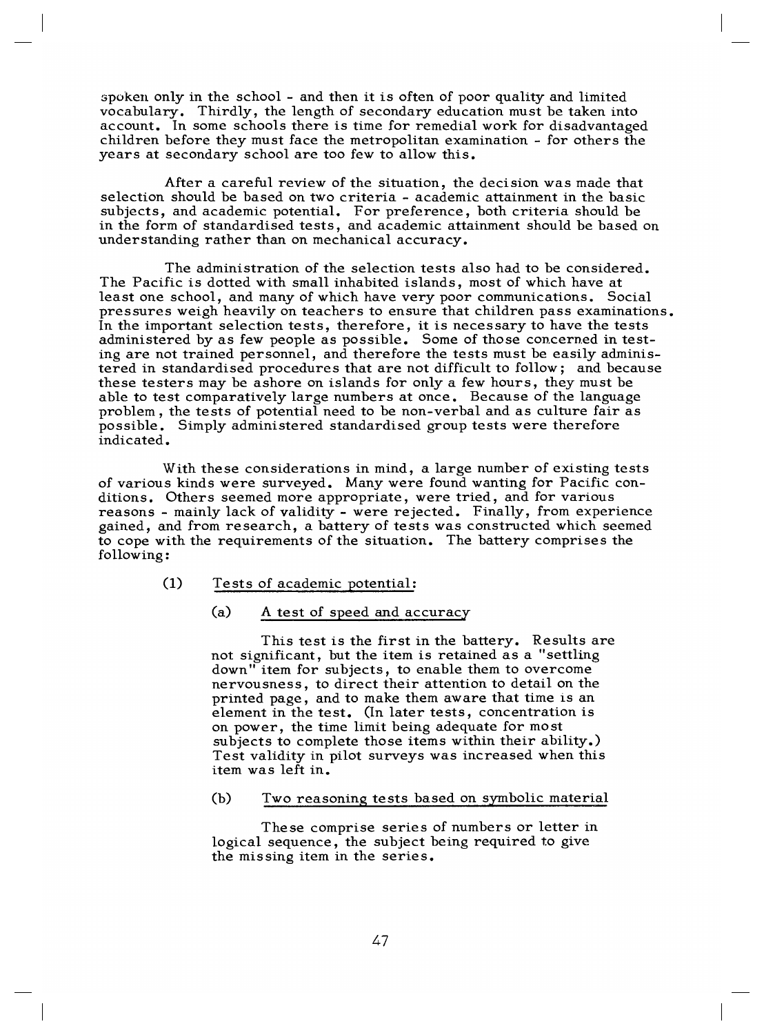spoken only in the school - and then it is often of poor quality and limited vocabulary. Thirdly, the length of secondary education must be taken into account. In some schools there is time for remedial work for disadvantaged children before they must face the metropolitan examination - for others the years at secondary school are too few to allow this.

After a careful review of the situation, the decision was made that selection should be based on two criteria - academic attainment in the basic subjects, and academic potential. For preference, both criteria should be in the form of standardised tests, and academic attainment should be based on understanding rather than on mechanical accuracy.

The administration of the selection tests also had to be considered. The Pacific is dotted with small inhabited islands, most of which have at least one school, and many of which have very poor communications. Social pressures weigh heavily on teachers to ensure that children pass examinations. In the important selection tests, therefore, it is necessary to have the tests administered by as few people as possible. Some of those concerned in testing are not trained personnel, and therefore the tests must be easily administered in standardised procedures that are not difficult to follow; and because these testers may be ashore on islands for only a few hours, they must be able to test comparatively large numbers at once. Because of the language problem, the tests of potential need to be non-verbal and as culture fair as possible. Simply administered standardised group tests were therefore indicated.

With these considerations in mind, a large number of existing tests of various kinds were surveyed. Many were found wanting for Pacific conditions. Others seemed more appropriate, were tried, and for various reasons - mainly lack of validity - were rejected. Finally, from experience gained, and from research, a battery of tests was constructed which seemed to cope with the requirements of the situation. The battery comprises the following:

(1) Tests of academic potential:

(a) A test of speed and accuracy

This test is the first in the battery. Results are not significant, but the item is retained as a "settling down" item for subjects, to enable them to overcome nervousness, to direct their attention to detail on the printed page, and to make them aware that time is an element in the test. (In later tests, concentration is on power, the time limit being adequate for most subjects to complete those items within their ability.) Test validity in pilot surveys was increased when this item was left in.

(b) Two reasoning tests based on symbolic material

These comprise series of numbers or letter in logical sequence, the subject being required to give the missing item in the series.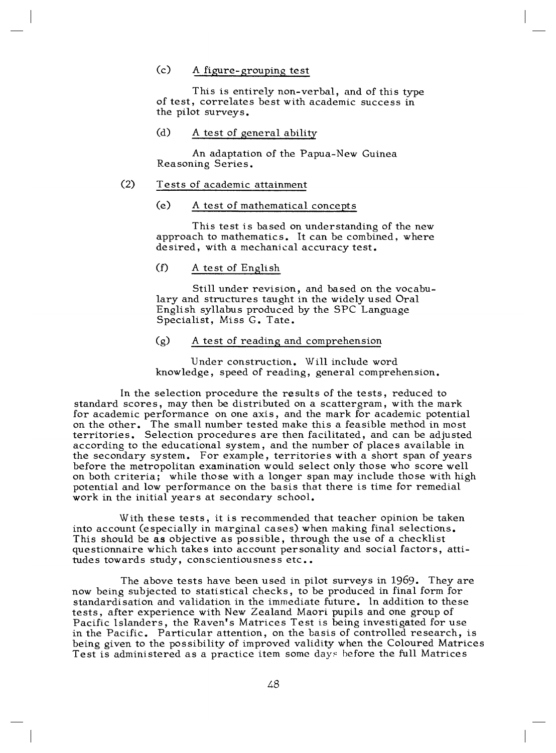(c) A figure-grouping test

This is entirely non-verbal, and of this type of test, correlates best with academic success in the pilot surveys.

(d) A test of general ability

An adaptation of the Papua-New Guinea Reasoning Series.

(2) Tests of academic attainment

(e) A test of mathematical concepts

This test is based on understanding of the new approach to mathematics. It can be combined, where desired, with a mechanical accuracy test.

(f) A test of English

Still under revision, and based on the vocabulary and structures taught in the widely used Oral English syllabus produced by the SPC Language Specialist, Miss G. Tate.

(g) A test of reading and comprehension

Under construction. Will include word knowledge, speed of reading, general comprehension.

In the selection procedure the results of the tests, reduced to standard scores, may then be distributed on a scattergram, with the mark for academic performance on one axis, and the mark for academic potential on the other. The small number tested make this a feasible method in most territories. Selection procedures are then facilitated, and can be adjusted according to the educational system, and the number of places available in the secondary system. For example, territories with a short span of years before the metropolitan examination would select only those who score well on both criteria; while those with a longer span may include those with high potential and low performance on the basis that there is time for remedial work in the initial years at secondary school.

With these tests, it is recommended that teacher opinion be taken into account (especially in marginal cases) when making final selections. This should be as objective as possible, through the use of a checklist questionnaire which takes into account personality and social factors, attitudes towards study, conscientiousness etc..

The above tests have been used in pilot surveys in 1969. They are now being subjected to statistical checks, to be produced in final form for standardisation and validation in the immediate future. In addition to these tests, after experience with New Zealand Maori pupils and one group of Pacific Islanders, the Raven's Matrices Test is being investigated for use in the Pacific. Particular attention, on the basis of controlled research, is being given to the possibility of improved validity when the Coloured Matrices Test is administered as a practice item some days before the full Matrices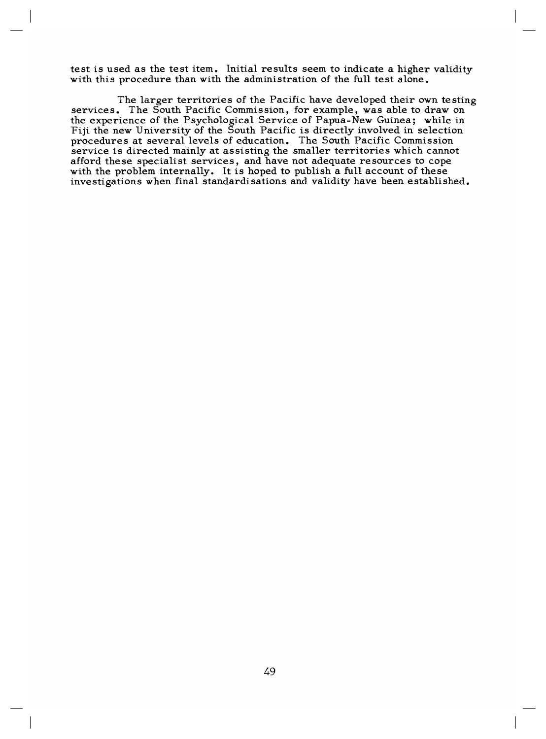test is used as the test item. Initial results seem to indicate a higher validity with this procedure than with the administration of the full test alone.

The larger territories of the Pacific have developed their own testing services. The South Pacific Commission, for example, was able to draw on the experience of the Psychological Service of Papua-New Guinea; while in Fiji the new University of the South Pacific is directly involved in selection procedures at several levels of education. The South Pacific Commission service is directed mainly at assisting the smaller territories which cannot afford these specialist services, and have not adequate resources to cope with the problem internally. It is hoped to publish a full account of these investigations when final standardisations and validity have been established.